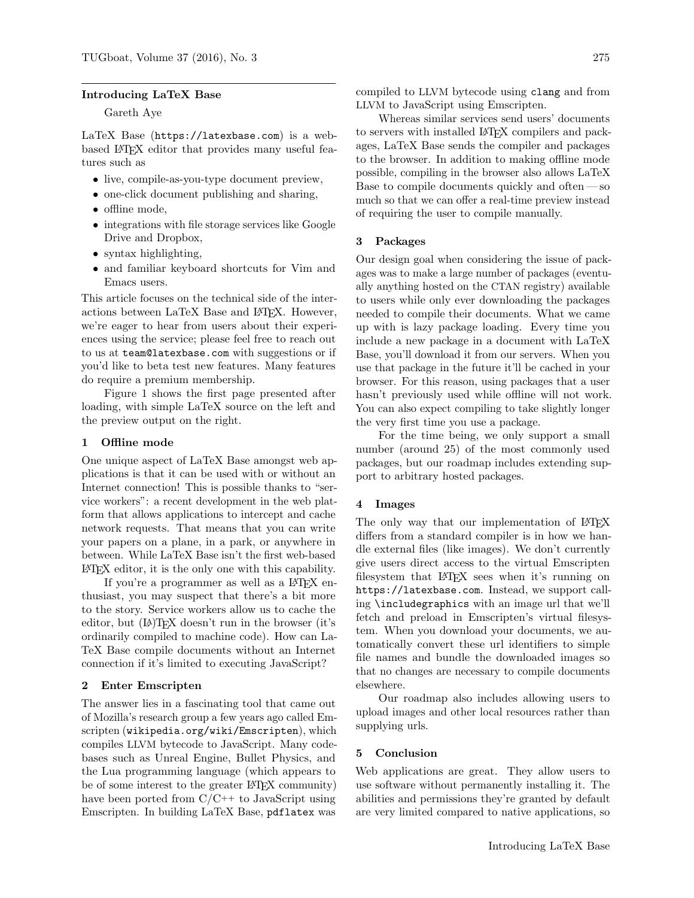# Introducing LaTeX Base

Gareth Aye

LaTeX Base (https://latexbase.com) is a web-based LaTeX editor that provides many useful features such as

- live, compile-as-you-type document preview,
- one-click document publishing and sharing,
- offline mode,
- integrations with file storage services like Google Drive and Dropbox,
- syntax highlighting,
- and familiar keyboard shortcuts for Vim and Emacs users.

This article focuses on the technical side of the interactions between LaTeX Base and LaTeX. However, we're eager to hear from users about their experiences using the service; please feel free to reach out to us at team@latexbase.com with suggestions or if you'd like to beta test new features. Many features do require a premium membership.

Figure 1 shows the first page presented after loading, with simple LaTeX source on the left and the preview output on the right.

## 1 Offline mode

One unique aspect of LaTeX Base amongst web applications is that it can be used with or without an Internet connection! This is possible thanks to "service workers": a recent development in the web platform that allows applications to intercept and cache network requests. That means that you can write your papers on a plane, in a park, or anywhere in between. While LaTeX Base isn't the first web-based LaTeX editor, it is the only one with this capability.

If you're a programmer as well as a LaTeX enthusiast, you may suspect that there's a bit more to the story. Service workers allow us to cache the editor, but (LA)TeX doesn't run in the browser (it's ordinarily compiled to machine code). How can LaTeX Base compile documents without an Internet connection if it's limited to executing JavaScript?

## 2 Enter Emscripten

The answer lies in a fascinating tool that came out of Mozilla's research group a few years ago called Emscripten (wikipedia.org/wiki/Emscripten), which compiles LLVM bytecode to JavaScript. Many codebases such as Unreal Engine, Bullet Physics, and the Lua programming language (which appears to be of some interest to the greater LaTeX community) have been ported from C/C++ to JavaScript using Emscripten. In building LaTeX Base, `pdflatex` was compiled to LLVM bytecode using `clang` and from LLVM to JavaScript using Emscripten.

Whereas similar services send users' documents to servers with installed LaTeX compilers and packages, LaTeX Base sends the compiler and packages to the browser. In addition to making offline mode possible, compiling in the browser also allows LaTeX Base to compile documents quickly and often — so much so that we can offer a real-time preview instead of requiring the user to compile manually.

## 3 Packages

Our design goal when considering the issue of packages was to make a large number of packages (eventually anything hosted on the CTAN registry) available to users while only ever downloading the packages needed to compile their documents. What we came up with is lazy package loading. Every time you include a new package in a document with LaTeX Base, you'll download it from our servers. When you use that package in the future it'll be cached in your browser. For this reason, using packages that a user hasn't previously used while offline will not work. You can also expect compiling to take slightly longer the very first time you use a package.

For the time being, we only support a small number (around 25) of the most commonly used packages, but our roadmap includes extending support to arbitrary hosted packages.

## 4 Images

The only way that our implementation of LaTeX differs from a standard compiler is in how we handle external files (like images). We don't currently give users direct access to the virtual Emscripten filesystem that LaTeX sees when it's running on https://latexbase.com. Instead, we support calling `\includegraphics` with an image url that we'll fetch and preload in Emscripten's virtual filesystem. When you download your documents, we automatically convert these url identifiers to simple file names and bundle the downloaded images so that no changes are necessary to compile documents elsewhere.

Our roadmap also includes allowing users to upload images and other local resources rather than supplying urls.

## 5 Conclusion

Web applications are great. They allow users to use software without permanently installing it. The abilities and permissions they're granted by default are very limited compared to native applications, so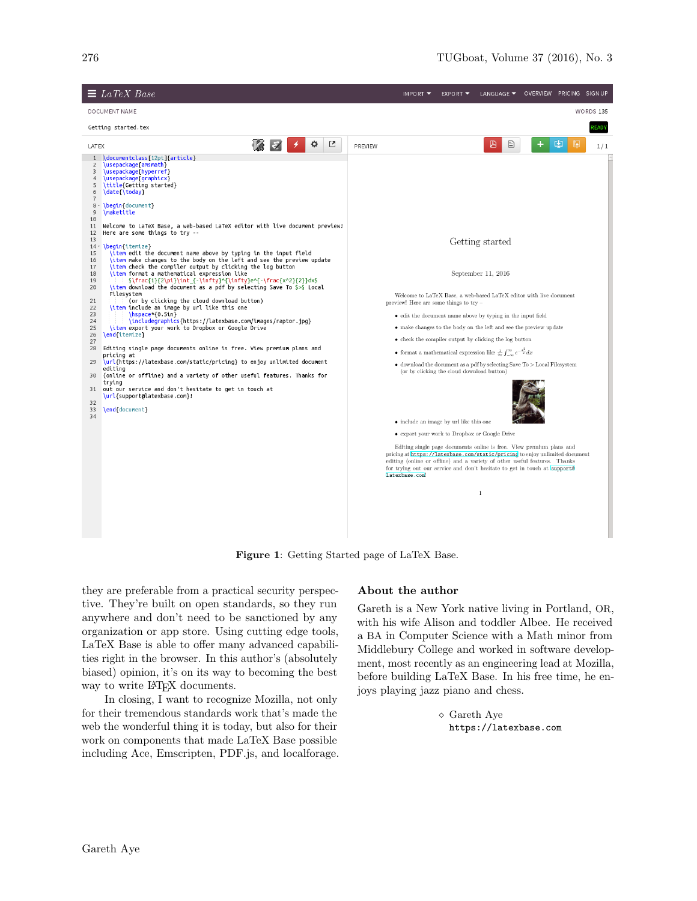Figure 1: Getting Started page of LaTeX Base.

they are preferable from a practical security perspective. They're built on open standards, so they run anywhere and don't need to be sanctioned by any organization or app store. Using cutting edge tools, LaTeX Base is able to offer many advanced capabilities right in the browser. In this author's (absolutely biased) opinion, it's on its way to becoming the best way to write LaTeX documents.

In closing, I want to recognize Mozilla, not only for their tremendous standards work that's made the web the wonderful thing it is today, but also for their work on components that made LaTeX Base possible including Ace, Emscripten, PDF.js, and localforage.

## About the author

Gareth is a New York native living in Portland, OR, with his wife Alison and toddler Albee. He received a BA in Computer Science with a Math minor from Middlebury College and worked in software development, most recently as an engineering lead at Mozilla, before building LaTeX Base. In his free time, he enjoys playing jazz piano and chess.

◇ Gareth Aye
`https://latexbase.com`